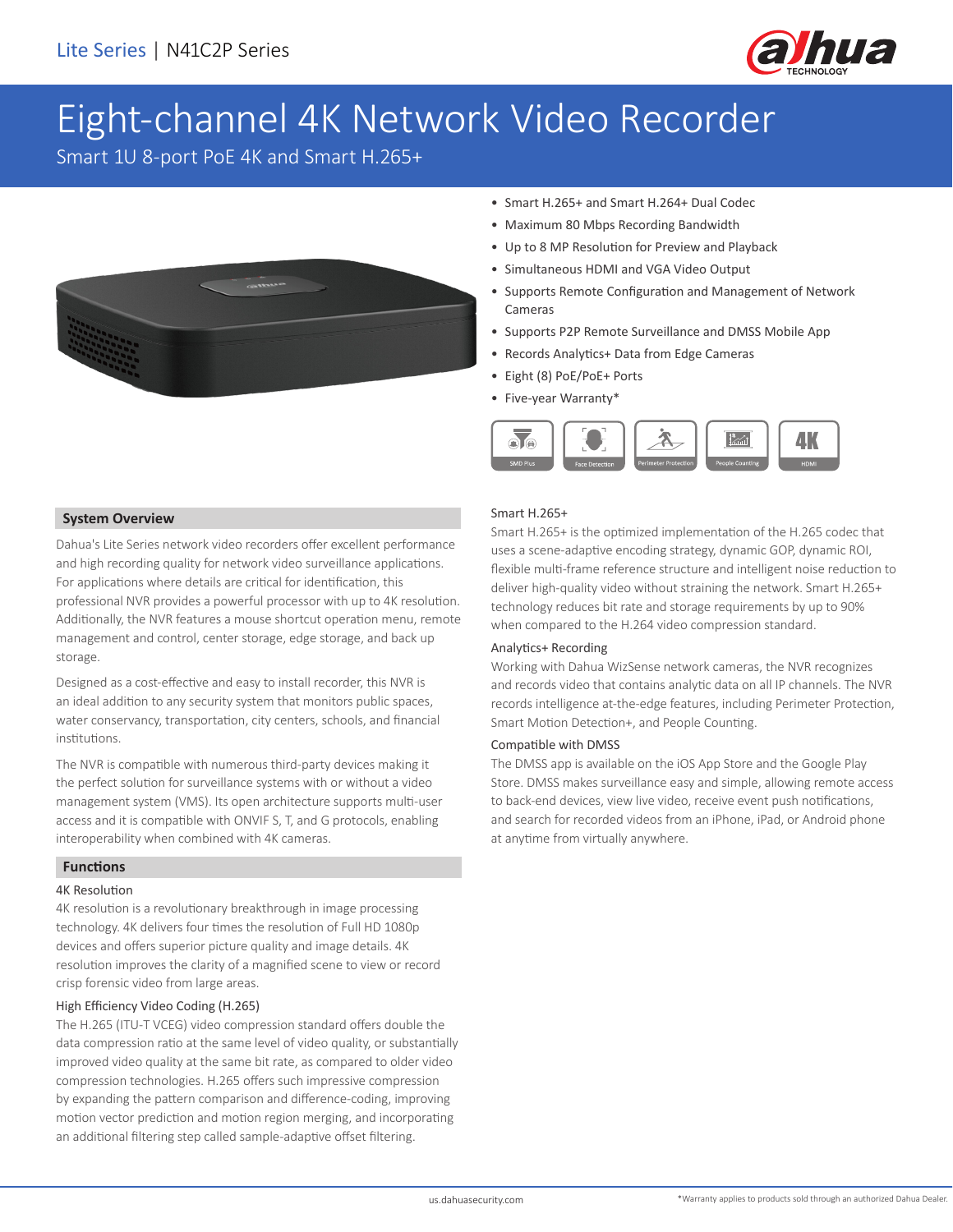Lite Series | N41C2P Series

# Eight-channel 4K Network Video Recorder

Smart 1U 8-port PoE 4K and Smart H.265+

- Smart H.265+ and Smart H.264+ Dual Codec
- Maximum 80 Mbps Recording Bandwidth
- Up to 8 MP Resolution for Preview and Playback
- Simultaneous HDMI and VGA Video Output
- Supports Remote Configuration and Management of Network Cameras
- Supports P2P Remote Surveillance and DMSS Mobile App
- Records Analytics+ Data from Edge Cameras
- Eight (8) PoE/PoE+ Ports
- Five-year Warranty*

SMD Plus | Face Detection | Perimeter Protection | People Counting | HDMI

## System Overview

Dahua's Lite Series network video recorders offer excellent performance and high recording quality for network video surveillance applications. For applications where details are critical for identification, this professional NVR provides a powerful processor with up to 4K resolution. Additionally, the NVR features a mouse shortcut operation menu, remote management and control, center storage, edge storage, and back up storage.

Designed as a cost-effective and easy to install recorder, this NVR is an ideal addition to any security system that monitors public spaces, water conservancy, transportation, city centers, schools, and financial institutions.

The NVR is compatible with numerous third-party devices making it the perfect solution for surveillance systems with or without a video management system (VMS). Its open architecture supports multi-user access and it is compatible with ONVIF S, T, and G protocols, enabling interoperability when combined with 4K cameras.

## Functions

### 4K Resolution

4K resolution is a revolutionary breakthrough in image processing technology. 4K delivers four times the resolution of Full HD 1080p devices and offers superior picture quality and image details. 4K resolution improves the clarity of a magnified scene to view or record crisp forensic video from large areas.

### High Efficiency Video Coding (H.265)

The H.265 (ITU-T VCEG) video compression standard offers double the data compression ratio at the same level of video quality, or substantially improved video quality at the same bit rate, as compared to older video compression technologies. H.265 offers such impressive compression by expanding the pattern comparison and difference-coding, improving motion vector prediction and motion region merging, and incorporating an additional filtering step called sample-adaptive offset filtering.

### Smart H.265+

Smart H.265+ is the optimized implementation of the H.265 codec that uses a scene-adaptive encoding strategy, dynamic GOP, dynamic ROI, flexible multi-frame reference structure and intelligent noise reduction to deliver high-quality video without straining the network. Smart H.265+ technology reduces bit rate and storage requirements by up to 90% when compared to the H.264 video compression standard.

### Analytics+ Recording

Working with Dahua WizSense network cameras, the NVR recognizes and records video that contains analytic data on all IP channels. The NVR records intelligence at-the-edge features, including Perimeter Protection, Smart Motion Detection+, and People Counting.

### Compatible with DMSS

The DMSS app is available on the iOS App Store and the Google Play Store. DMSS makes surveillance easy and simple, allowing remote access to back-end devices, view live video, receive event push notifications, and search for recorded videos from an iPhone, iPad, or Android phone at anytime from virtually anywhere.

*Warranty applies to products sold through an authorized Dahua Dealer.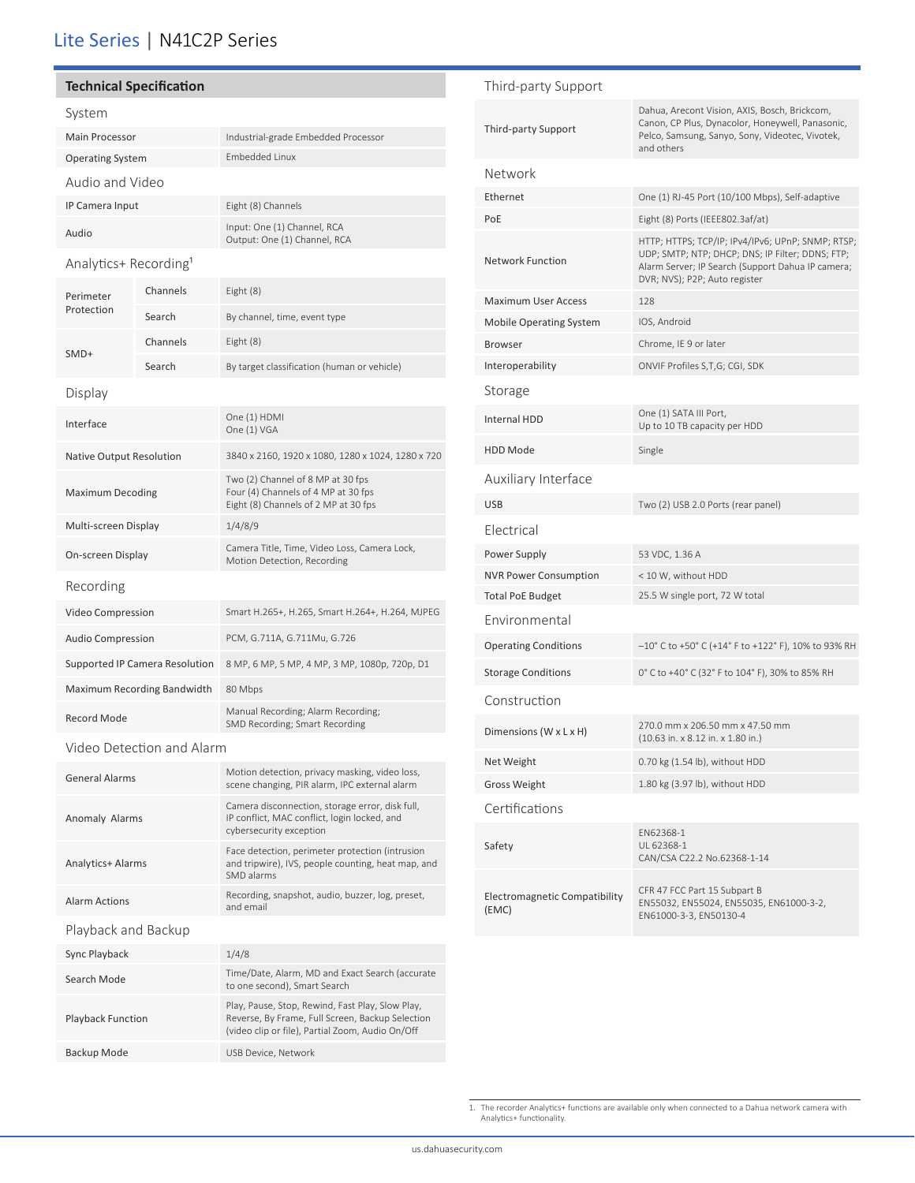## Lite Series | N41C2P Series

## Technical Specification

### System

| | |
|---|---|
| Main Processor | Industrial-grade Embedded Processor |
| Operating System | Embedded Linux |

### Audio and Video

| | |
|---|---|
| IP Camera Input | Eight (8) Channels |
| Audio | Input: One (1) Channel, RCA<br>Output: One (1) Channel, RCA |

### Analytics+ Recording[1]

| | | |
|---|---|---|
| Perimeter Protection | Channels | Eight (8) |
| | Search | By channel, time, event type |
| SMD+ | Channels | Eight (8) |
| | Search | By target classification (human or vehicle) |

### Display

| | |
|---|---|
| Interface | One (1) HDMI<br>One (1) VGA |
| Native Output Resolution | 3840 x 2160, 1920 x 1080, 1280 x 1024, 1280 x 720 |
| Maximum Decoding | Two (2) Channel of 8 MP at 30 fps<br>Four (4) Channels of 4 MP at 30 fps<br>Eight (8) Channels of 2 MP at 30 fps |
| Multi-screen Display | 1/4/8/9 |
| On-screen Display | Camera Title, Time, Video Loss, Camera Lock, Motion Detection, Recording |

### Recording

| | |
|---|---|
| Video Compression | Smart H.265+, H.265, Smart H.264+, H.264, MJPEG |
| Audio Compression | PCM, G.711A, G.711Mu, G.726 |
| Supported IP Camera Resolution | 8 MP, 6 MP, 5 MP, 4 MP, 3 MP, 1080p, 720p, D1 |
| Maximum Recording Bandwidth | 80 Mbps |
| Record Mode | Manual Recording; Alarm Recording; SMD Recording; Smart Recording |

### Video Detection and Alarm

| | |
|---|---|
| General Alarms | Motion detection, privacy masking, video loss, scene changing, PIR alarm, IPC external alarm |
| Anomaly Alarms | Camera disconnection, storage error, disk full, IP conflict, MAC conflict, login locked, and cybersecurity exception |
| Analytics+ Alarms | Face detection, perimeter protection (intrusion and tripwire), IVS, people counting, heat map, and SMD alarms |
| Alarm Actions | Recording, snapshot, audio, buzzer, log, preset, and email |

### Playback and Backup

| | |
|---|---|
| Sync Playback | 1/4/8 |
| Search Mode | Time/Date, Alarm, MD and Exact Search (accurate to one second), Smart Search |
| Playback Function | Play, Pause, Stop, Rewind, Fast Play, Slow Play, Reverse, By Frame, Full Screen, Backup Selection (video clip or file), Partial Zoom, Audio On/Off |
| Backup Mode | USB Device, Network |

### Third-party Support

| | |
|---|---|
| Third-party Support | Dahua, Arecont Vision, AXIS, Bosch, Brickcom, Canon, CP Plus, Dynacolor, Honeywell, Panasonic, Pelco, Samsung, Sanyo, Sony, Videotec, Vivotek, and others |

### Network

| | |
|---|---|
| Ethernet | One (1) RJ-45 Port (10/100 Mbps), Self-adaptive |
| PoE | Eight (8) Ports (IEEE802.3af/at) |
| Network Function | HTTP; HTTPS; TCP/IP; IPv4/IPv6; UPnP; SNMP; RTSP; UDP; SMTP; NTP; DHCP; DNS; IP Filter; DDNS; FTP; Alarm Server; IP Search (Support Dahua IP camera; DVR; NVS); P2P; Auto register |
| Maximum User Access | 128 |
| Mobile Operating System | IOS, Android |
| Browser | Chrome, IE 9 or later |
| Interoperability | ONVIF Profiles S,T,G; CGI, SDK |

### Storage

| | |
|---|---|
| Internal HDD | One (1) SATA III Port,<br>Up to 10 TB capacity per HDD |
| HDD Mode | Single |

### Auxiliary Interface

| | |
|---|---|
| USB | Two (2) USB 2.0 Ports (rear panel) |

### Electrical

| | |
|---|---|
| Power Supply | 53 VDC, 1.36 A |
| NVR Power Consumption | < 10 W, without HDD |
| Total PoE Budget | 25.5 W single port, 72 W total |

### Environmental

| | |
|---|---|
| Operating Conditions | –10° C to +50° C (+14° F to +122° F), 10% to 93% RH |
| Storage Conditions | 0° C to +40° C (32° F to 104° F), 30% to 85% RH |

### Construction

| | |
|---|---|
| Dimensions (W x L x H) | 270.0 mm x 206.50 mm x 47.50 mm<br>(10.63 in. x 8.12 in. x 1.80 in.) |
| Net Weight | 0.70 kg (1.54 lb), without HDD |
| Gross Weight | 1.80 kg (3.97 lb), without HDD |

### Certifications

| | |
|---|---|
| Safety | EN62368-1<br>UL 62368-1<br>CAN/CSA C22.2 No.62368-1-14 |
| Electromagnetic Compatibility (EMC) | CFR 47 FCC Part 15 Subpart B<br>EN55032, EN55024, EN55035, EN61000-3-2, EN61000-3-3, EN50130-4 |

1. The recorder Analytics+ functions are available only when connected to a Dahua network camera with Analytics+ functionality.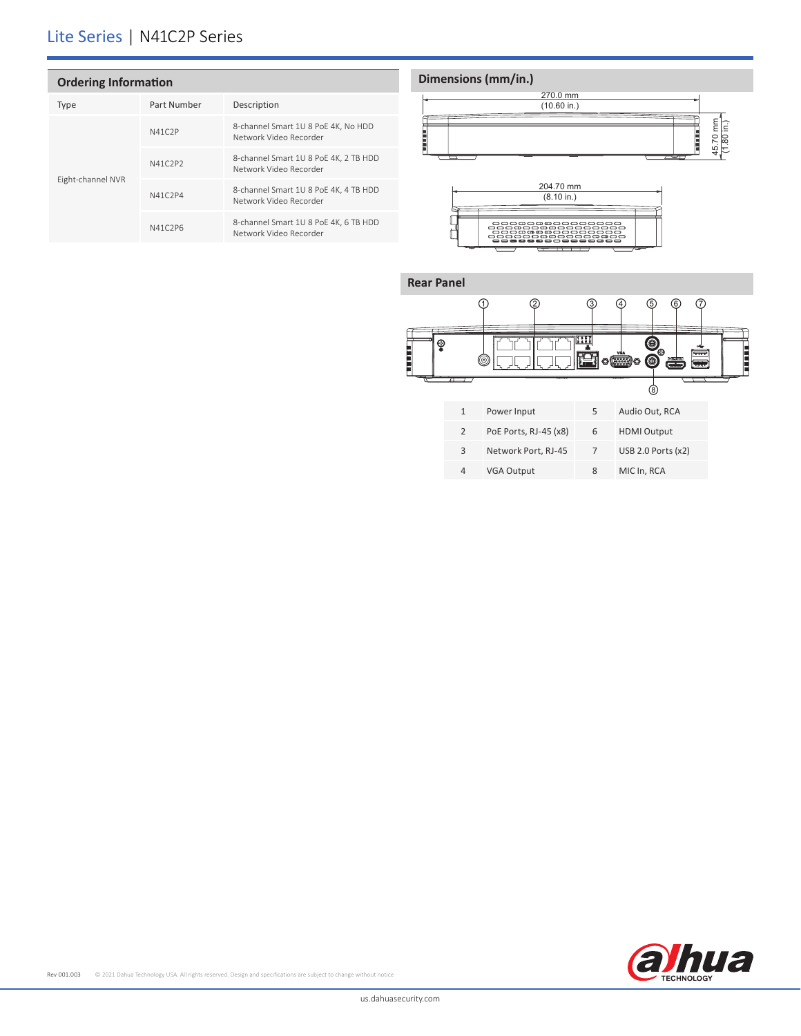## Ordering Information

| Type | Part Number | Description |
| --- | --- | --- |
| Eight-channel NVR | N41C2P | 8-channel Smart 1U 8 PoE 4K, No HDD Network Video Recorder |
| | N41C2P2 | 8-channel Smart 1U 8 PoE 4K, 2 TB HDD Network Video Recorder |
| | N41C2P4 | 8-channel Smart 1U 8 PoE 4K, 4 TB HDD Network Video Recorder |
| | N41C2P6 | 8-channel Smart 1U 8 PoE 4K, 6 TB HDD Network Video Recorder |

## Dimensions (mm/in.)

270.0 mm
(10.60 in.)

45.70 mm
(1.80 in.)

204.70 mm
(8.10 in.)

## Rear Panel

| | | | |
| --- | --- | --- | --- |
| 1 | Power Input | 5 | Audio Out, RCA |
| 2 | PoE Ports, RJ-45 (x8) | 6 | HDMI Output |
| 3 | Network Port, RJ-45 | 7 | USB 2.0 Ports (x2) |
| 4 | VGA Output | 8 | MIC In, RCA |

Rev 001.003 © 2021 Dahua Technology USA. All rights reserved. Design and specifications are subject to change without notice

us.dahuasecurity.com